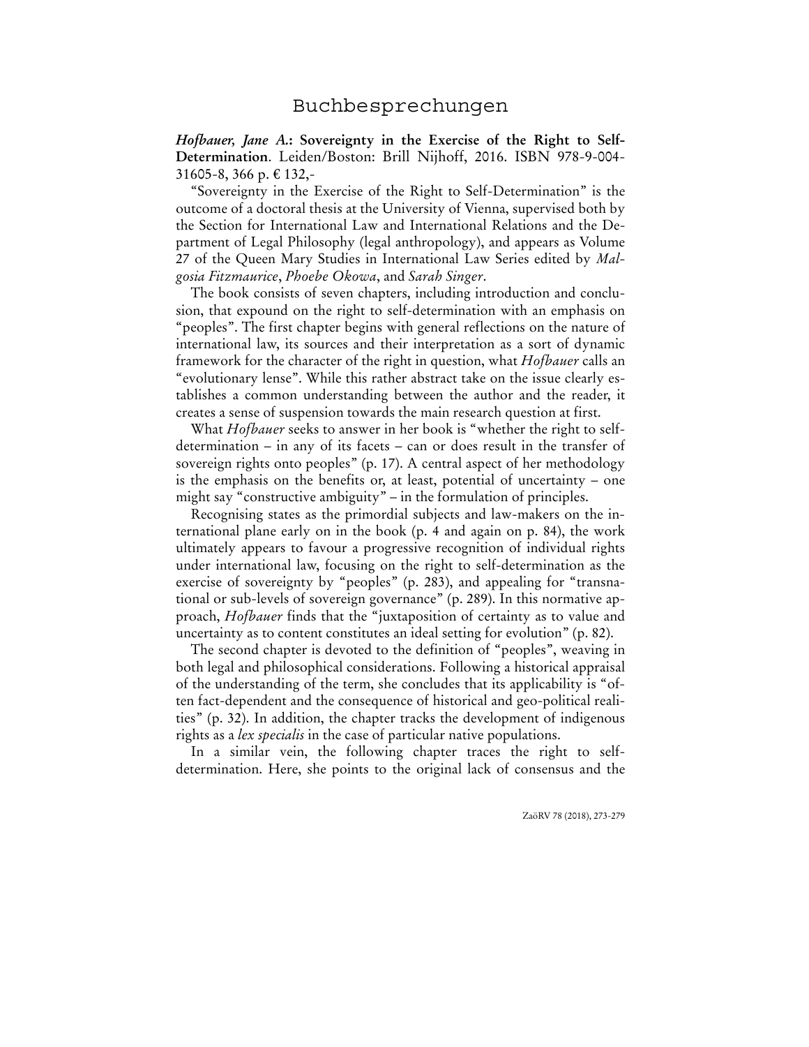# Buchbesprechungen

***Hofbauer, Jane A.*: Sovereignty in the Exercise of the Right to Self-Determination**. Leiden/Boston: Brill Nijhoff, 2016. ISBN 978-9-004-31605-8, 366 p. € 132,-

"Sovereignty in the Exercise of the Right to Self-Determination" is the outcome of a doctoral thesis at the University of Vienna, supervised both by the Section for International Law and International Relations and the Department of Legal Philosophy (legal anthropology), and appears as Volume 27 of the Queen Mary Studies in International Law Series edited by *Malgosia Fitzmaurice*, *Phoebe Okowa*, and *Sarah Singer*.

The book consists of seven chapters, including introduction and conclusion, that expound on the right to self-determination with an emphasis on "peoples". The first chapter begins with general reflections on the nature of international law, its sources and their interpretation as a sort of dynamic framework for the character of the right in question, what *Hofbauer* calls an "evolutionary lense". While this rather abstract take on the issue clearly establishes a common understanding between the author and the reader, it creates a sense of suspension towards the main research question at first.

What *Hofbauer* seeks to answer in her book is "whether the right to self-determination – in any of its facets – can or does result in the transfer of sovereign rights onto peoples" (p. 17). A central aspect of her methodology is the emphasis on the benefits or, at least, potential of uncertainty – one might say "constructive ambiguity" – in the formulation of principles.

Recognising states as the primordial subjects and law-makers on the international plane early on in the book (p. 4 and again on p. 84), the work ultimately appears to favour a progressive recognition of individual rights under international law, focusing on the right to self-determination as the exercise of sovereignty by "peoples" (p. 283), and appealing for "transnational or sub-levels of sovereign governance" (p. 289). In this normative approach, *Hofbauer* finds that the "juxtaposition of certainty as to value and uncertainty as to content constitutes an ideal setting for evolution" (p. 82).

The second chapter is devoted to the definition of "peoples", weaving in both legal and philosophical considerations. Following a historical appraisal of the understanding of the term, she concludes that its applicability is "often fact-dependent and the consequence of historical and geo-political realities" (p. 32). In addition, the chapter tracks the development of indigenous rights as a *lex specialis* in the case of particular native populations.

In a similar vein, the following chapter traces the right to self-determination. Here, she points to the original lack of consensus and the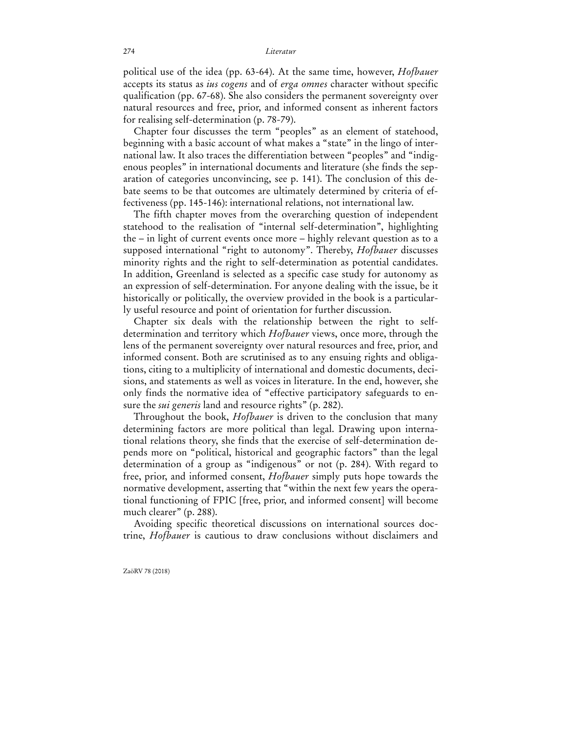political use of the idea (pp. 63-64). At the same time, however, *Hofbauer* accepts its status as *ius cogens* and of *erga omnes* character without specific qualification (pp. 67-68). She also considers the permanent sovereignty over natural resources and free, prior, and informed consent as inherent factors for realising self-determination (p. 78-79).

Chapter four discusses the term "peoples" as an element of statehood, beginning with a basic account of what makes a "state" in the lingo of international law. It also traces the differentiation between "peoples" and "indigenous peoples" in international documents and literature (she finds the separation of categories unconvincing, see p. 141). The conclusion of this debate seems to be that outcomes are ultimately determined by criteria of effectiveness (pp. 145-146): international relations, not international law.

The fifth chapter moves from the overarching question of independent statehood to the realisation of "internal self-determination", highlighting the – in light of current events once more – highly relevant question as to a supposed international "right to autonomy". Thereby, *Hofbauer* discusses minority rights and the right to self-determination as potential candidates. In addition, Greenland is selected as a specific case study for autonomy as an expression of self-determination. For anyone dealing with the issue, be it historically or politically, the overview provided in the book is a particularly useful resource and point of orientation for further discussion.

Chapter six deals with the relationship between the right to self-determination and territory which *Hofbauer* views, once more, through the lens of the permanent sovereignty over natural resources and free, prior, and informed consent. Both are scrutinised as to any ensuing rights and obligations, citing to a multiplicity of international and domestic documents, decisions, and statements as well as voices in literature. In the end, however, she only finds the normative idea of "effective participatory safeguards to ensure the *sui generis* land and resource rights" (p. 282).

Throughout the book, *Hofbauer* is driven to the conclusion that many determining factors are more political than legal. Drawing upon international relations theory, she finds that the exercise of self-determination depends more on "political, historical and geographic factors" than the legal determination of a group as "indigenous" or not (p. 284). With regard to free, prior, and informed consent, *Hofbauer* simply puts hope towards the normative development, asserting that "within the next few years the operational functioning of FPIC [free, prior, and informed consent] will become much clearer" (p. 288).

Avoiding specific theoretical discussions on international sources doctrine, *Hofbauer* is cautious to draw conclusions without disclaimers and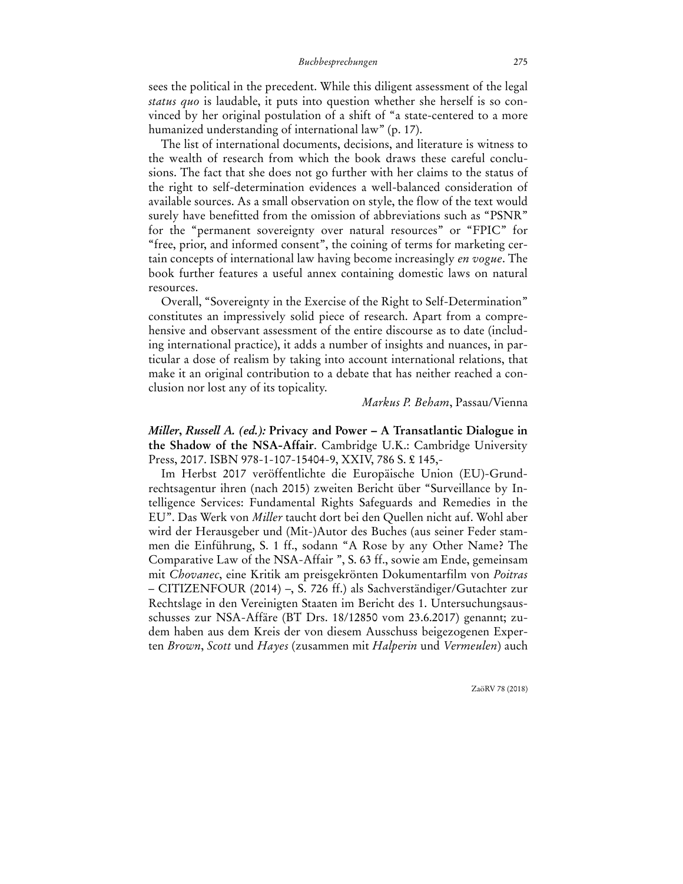sees the political in the precedent. While this diligent assessment of the legal *status quo* is laudable, it puts into question whether she herself is so convinced by her original postulation of a shift of "a state-centered to a more humanized understanding of international law" (p. 17).

The list of international documents, decisions, and literature is witness to the wealth of research from which the book draws these careful conclusions. The fact that she does not go further with her claims to the status of the right to self-determination evidences a well-balanced consideration of available sources. As a small observation on style, the flow of the text would surely have benefitted from the omission of abbreviations such as "PSNR" for the "permanent sovereignty over natural resources" or "FPIC" for "free, prior, and informed consent", the coining of terms for marketing certain concepts of international law having become increasingly *en vogue*. The book further features a useful annex containing domestic laws on natural resources.

Overall, "Sovereignty in the Exercise of the Right to Self-Determination" constitutes an impressively solid piece of research. Apart from a comprehensive and observant assessment of the entire discourse as to date (including international practice), it adds a number of insights and nuances, in particular a dose of realism by taking into account international relations, that make it an original contribution to a debate that has neither reached a conclusion nor lost any of its topicality.

*Markus P. Beham*, Passau/Vienna

***Miller*, *Russell A. (ed.):* Privacy and Power – A Transatlantic Dialogue in the Shadow of the NSA-Affair**. Cambridge U.K.: Cambridge University Press, 2017. ISBN 978-1-107-15404-9, XXIV, 786 S. £ 145,-

Im Herbst 2017 veröffentlichte die Europäische Union (EU)-Grundrechtsagentur ihren (nach 2015) zweiten Bericht über "Surveillance by Intelligence Services: Fundamental Rights Safeguards and Remedies in the EU". Das Werk von *Miller* taucht dort bei den Quellen nicht auf. Wohl aber wird der Herausgeber und (Mit-)Autor des Buches (aus seiner Feder stammen die Einführung, S. 1 ff., sodann "A Rose by any Other Name? The Comparative Law of the NSA-Affair ", S. 63 ff., sowie am Ende, gemeinsam mit *Chovanec*, eine Kritik am preisgekrönten Dokumentarfilm von *Poitras* – CITIZENFOUR (2014) –, S. 726 ff.) als Sachverständiger/Gutachter zur Rechtslage in den Vereinigten Staaten im Bericht des 1. Untersuchungsausschusses zur NSA-Affäre (BT Drs. 18/12850 vom 23.6.2017) genannt; zudem haben aus dem Kreis der von diesem Ausschuss beigezogenen Experten *Brown*, *Scott* und *Hayes* (zusammen mit *Halperin* und *Vermeulen*) auch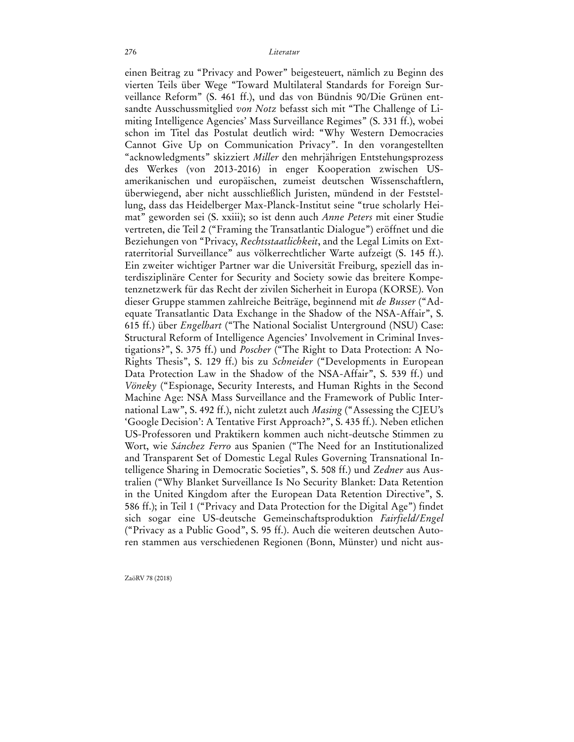einen Beitrag zu "Privacy and Power" beigesteuert, nämlich zu Beginn des vierten Teils über Wege "Toward Multilateral Standards for Foreign Surveillance Reform" (S. 461 ff.), und das von Bündnis 90/Die Grünen entsandte Ausschussmitglied *von Notz* befasst sich mit "The Challenge of Limiting Intelligence Agencies' Mass Surveillance Regimes" (S. 331 ff.), wobei schon im Titel das Postulat deutlich wird: "Why Western Democracies Cannot Give Up on Communication Privacy". In den vorangestellten "acknowledgments" skizziert *Miller* den mehrjährigen Entstehungsprozess des Werkes (von 2013-2016) in enger Kooperation zwischen US-amerikanischen und europäischen, zumeist deutschen Wissenschaftlern, überwiegend, aber nicht ausschließlich Juristen, mündend in der Feststellung, dass das Heidelberger Max-Planck-Institut seine "true scholarly Heimat" geworden sei (S. xxiii); so ist denn auch *Anne Peters* mit einer Studie vertreten, die Teil 2 ("Framing the Transatlantic Dialogue") eröffnet und die Beziehungen von "Privacy, *Rechtsstaatlichkeit*, and the Legal Limits on Extraterritorial Surveillance" aus völkerrechtlicher Warte aufzeigt (S. 145 ff.). Ein zweiter wichtiger Partner war die Universität Freiburg, speziell das interdisziplinäre Center for Security and Society sowie das breitere Kompetenznetzwerk für das Recht der zivilen Sicherheit in Europa (KORSE). Von dieser Gruppe stammen zahlreiche Beiträge, beginnend mit *de Busser* ("Adequate Transatlantic Data Exchange in the Shadow of the NSA-Affair", S. 615 ff.) über *Engelhart* ("The National Socialist Unterground (NSU) Case: Structural Reform of Intelligence Agencies' Involvement in Criminal Investigations?", S. 375 ff.) und *Poscher* ("The Right to Data Protection: A No-Rights Thesis", S. 129 ff.) bis zu *Schneider* ("Developments in European Data Protection Law in the Shadow of the NSA-Affair", S. 539 ff.) und *Vöneky* ("Espionage, Security Interests, and Human Rights in the Second Machine Age: NSA Mass Surveillance and the Framework of Public International Law", S. 492 ff.), nicht zuletzt auch *Masing* ("Assessing the CJEU's 'Google Decision': A Tentative First Approach?", S. 435 ff.). Neben etlichen US-Professoren und Praktikern kommen auch nicht-deutsche Stimmen zu Wort, wie *Sánchez Ferro* aus Spanien ("The Need for an Institutionalized and Transparent Set of Domestic Legal Rules Governing Transnational Intelligence Sharing in Democratic Societies", S. 508 ff.) und *Zedner* aus Australien ("Why Blanket Surveillance Is No Security Blanket: Data Retention in the United Kingdom after the European Data Retention Directive", S. 586 ff.); in Teil 1 ("Privacy and Data Protection for the Digital Age") findet sich sogar eine US-deutsche Gemeinschaftsproduktion *Fairfield/Engel* ("Privacy as a Public Good", S. 95 ff.). Auch die weiteren deutschen Autoren stammen aus verschiedenen Regionen (Bonn, Münster) und nicht aus-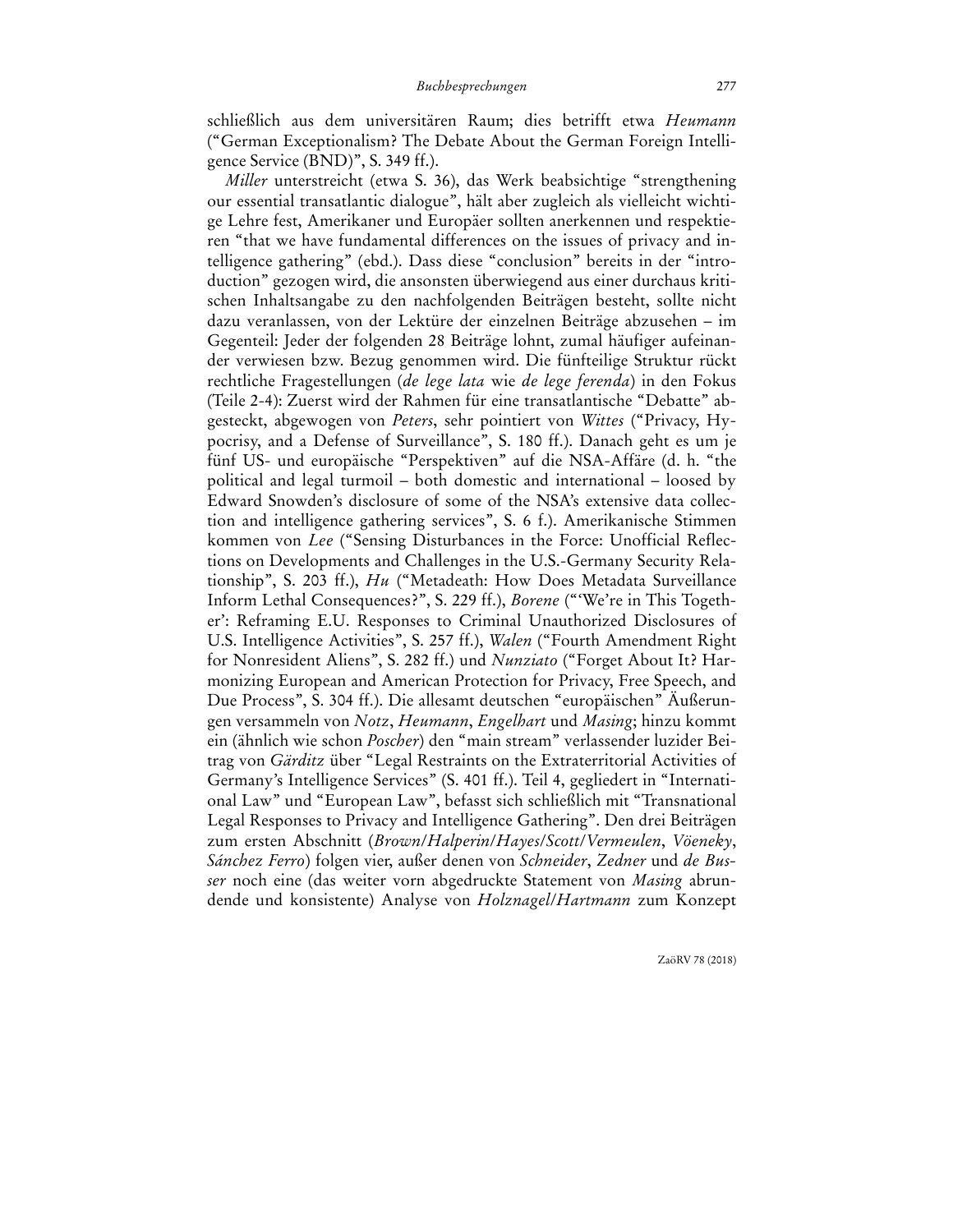schließlich aus dem universitären Raum; dies betrifft etwa *Heumann* ("German Exceptionalism? The Debate About the German Foreign Intelligence Service (BND)", S. 349 ff.).

*Miller* unterstreicht (etwa S. 36), das Werk beabsichtige "strengthening our essential transatlantic dialogue", hält aber zugleich als vielleicht wichtige Lehre fest, Amerikaner und Europäer sollten anerkennen und respektieren "that we have fundamental differences on the issues of privacy and intelligence gathering" (ebd.). Dass diese "conclusion" bereits in der "introduction" gezogen wird, die ansonsten überwiegend aus einer durchaus kritischen Inhaltsangabe zu den nachfolgenden Beiträgen besteht, sollte nicht dazu veranlassen, von der Lektüre der einzelnen Beiträge abzusehen – im Gegenteil: Jeder der folgenden 28 Beiträge lohnt, zumal häufiger aufeinander verwiesen bzw. Bezug genommen wird. Die fünfteilige Struktur rückt rechtliche Fragestellungen (*de lege lata* wie *de lege ferenda*) in den Fokus (Teile 2-4): Zuerst wird der Rahmen für eine transatlantische "Debatte" abgesteckt, abgewogen von *Peters*, sehr pointiert von *Wittes* ("Privacy, Hypocrisy, and a Defense of Surveillance", S. 180 ff.). Danach geht es um je fünf US- und europäische "Perspektiven" auf die NSA-Affäre (d. h. "the political and legal turmoil – both domestic and international – loosed by Edward Snowden's disclosure of some of the NSA's extensive data collection and intelligence gathering services", S. 6 f.). Amerikanische Stimmen kommen von *Lee* ("Sensing Disturbances in the Force: Unofficial Reflections on Developments and Challenges in the U.S.-Germany Security Relationship", S. 203 ff.), *Hu* ("Metadeath: How Does Metadata Surveillance Inform Lethal Consequences?", S. 229 ff.), *Borene* ("'We're in This Together': Reframing E.U. Responses to Criminal Unauthorized Disclosures of U.S. Intelligence Activities", S. 257 ff.), *Walen* ("Fourth Amendment Right for Nonresident Aliens", S. 282 ff.) und *Nunziato* ("Forget About It? Harmonizing European and American Protection for Privacy, Free Speech, and Due Process", S. 304 ff.). Die allesamt deutschen "europäischen" Äußerungen versammeln von *Notz*, *Heumann*, *Engelhart* und *Masing*; hinzu kommt ein (ähnlich wie schon *Poscher*) den "main stream" verlassender luzider Beitrag von *Gärditz* über "Legal Restraints on the Extraterritorial Activities of Germany's Intelligence Services" (S. 401 ff.). Teil 4, gegliedert in "International Law" und "European Law", befasst sich schließlich mit "Transnational Legal Responses to Privacy and Intelligence Gathering". Den drei Beiträgen zum ersten Abschnitt (*Brown/Halperin/Hayes/Scott/Vermeulen*, *Vöeneky*, *Sánchez Ferro*) folgen vier, außer denen von *Schneider*, *Zedner* und *de Busser* noch eine (das weiter vorn abgedruckte Statement von *Masing* abrundende und konsistente) Analyse von *Holznagel/Hartmann* zum Konzept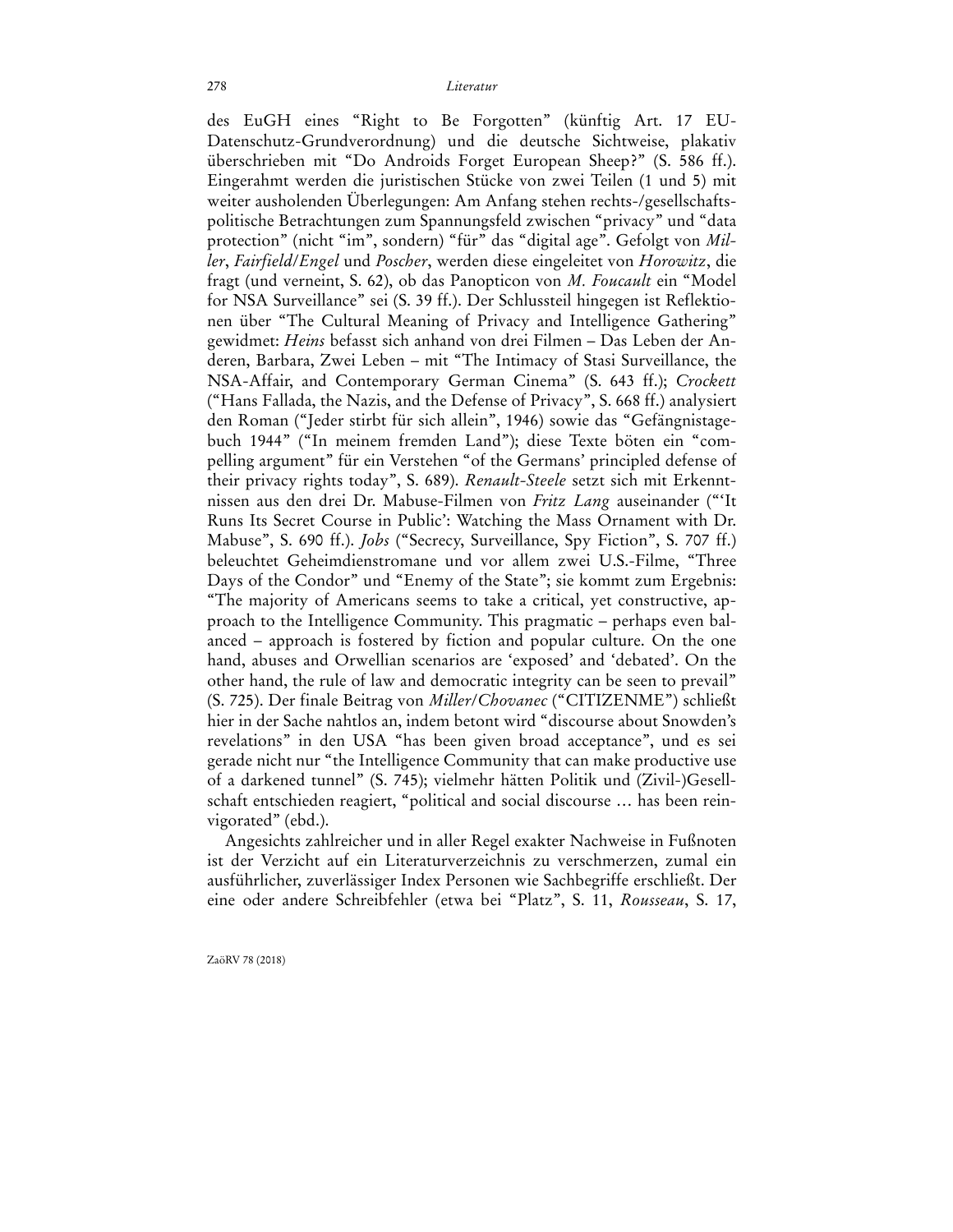des EuGH eines "Right to Be Forgotten" (künftig Art. 17 EU-Datenschutz-Grundverordnung) und die deutsche Sichtweise, plakativ überschrieben mit "Do Androids Forget European Sheep?" (S. 586 ff.). Eingerahmt werden die juristischen Stücke von zwei Teilen (1 und 5) mit weiter ausholenden Überlegungen: Am Anfang stehen rechts-/gesellschaftspolitische Betrachtungen zum Spannungsfeld zwischen "privacy" und "data protection" (nicht "im", sondern) "für" das "digital age". Gefolgt von *Miller*, *Fairfield/Engel* und *Poscher*, werden diese eingeleitet von *Horowitz*, die fragt (und verneint, S. 62), ob das Panopticon von *M. Foucault* ein "Model for NSA Surveillance" sei (S. 39 ff.). Der Schlussteil hingegen ist Reflektionen über "The Cultural Meaning of Privacy and Intelligence Gathering" gewidmet: *Heins* befasst sich anhand von drei Filmen – Das Leben der Anderen, Barbara, Zwei Leben – mit "The Intimacy of Stasi Surveillance, the NSA-Affair, and Contemporary German Cinema" (S. 643 ff.); *Crockett* ("Hans Fallada, the Nazis, and the Defense of Privacy", S. 668 ff.) analysiert den Roman ("Jeder stirbt für sich allein", 1946) sowie das "Gefängnistagebuch 1944" ("In meinem fremden Land"); diese Texte böten ein "compelling argument" für ein Verstehen "of the Germans' principled defense of their privacy rights today", S. 689). *Renault-Steele* setzt sich mit Erkenntnissen aus den drei Dr. Mabuse-Filmen von *Fritz Lang* auseinander ("'It Runs Its Secret Course in Public': Watching the Mass Ornament with Dr. Mabuse", S. 690 ff.). *Jobs* ("Secrecy, Surveillance, Spy Fiction", S. 707 ff.) beleuchtet Geheimdienstromane und vor allem zwei U.S.-Filme, "Three Days of the Condor" und "Enemy of the State"; sie kommt zum Ergebnis: "The majority of Americans seems to take a critical, yet constructive, approach to the Intelligence Community. This pragmatic – perhaps even balanced – approach is fostered by fiction and popular culture. On the one hand, abuses and Orwellian scenarios are 'exposed' and 'debated'. On the other hand, the rule of law and democratic integrity can be seen to prevail" (S. 725). Der finale Beitrag von *Miller/Chovanec* ("CITIZENME") schließt hier in der Sache nahtlos an, indem betont wird "discourse about Snowden's revelations" in den USA "has been given broad acceptance", und es sei gerade nicht nur "the Intelligence Community that can make productive use of a darkened tunnel" (S. 745); vielmehr hätten Politik und (Zivil-)Gesellschaft entschieden reagiert, "political and social discourse … has been reinvigorated" (ebd.).

Angesichts zahlreicher und in aller Regel exakter Nachweise in Fußnoten ist der Verzicht auf ein Literaturverzeichnis zu verschmerzen, zumal ein ausführlicher, zuverlässiger Index Personen wie Sachbegriffe erschließt. Der eine oder andere Schreibfehler (etwa bei "Platz", S. 11, *Rousseau*, S. 17,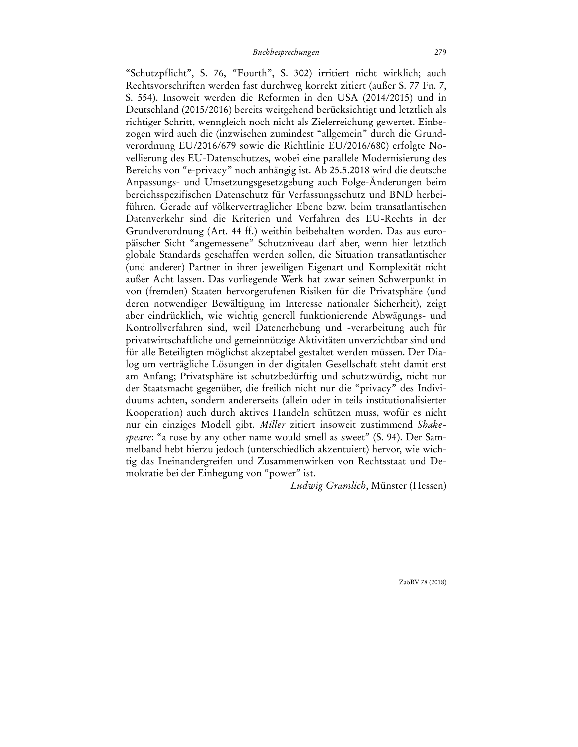"Schutzpflicht", S. 76, "Fourth", S. 302) irritiert nicht wirklich; auch Rechtsvorschriften werden fast durchweg korrekt zitiert (außer S. 77 Fn. 7, S. 554). Insoweit werden die Reformen in den USA (2014/2015) und in Deutschland (2015/2016) bereits weitgehend berücksichtigt und letztlich als richtiger Schritt, wenngleich noch nicht als Zielerreichung gewertet. Einbezogen wird auch die (inzwischen zumindest "allgemein" durch die Grundverordnung EU/2016/679 sowie die Richtlinie EU/2016/680) erfolgte Novellierung des EU-Datenschutzes, wobei eine parallele Modernisierung des Bereichs von "e-privacy" noch anhängig ist. Ab 25.5.2018 wird die deutsche Anpassungs- und Umsetzungsgesetzgebung auch Folge-Änderungen beim bereichsspezifischen Datenschutz für Verfassungsschutz und BND herbeiführen. Gerade auf völkervertraglicher Ebene bzw. beim transatlantischen Datenverkehr sind die Kriterien und Verfahren des EU-Rechts in der Grundverordnung (Art. 44 ff.) weithin beibehalten worden. Das aus europäischer Sicht "angemessene" Schutzniveau darf aber, wenn hier letztlich globale Standards geschaffen werden sollen, die Situation transatlantischer (und anderer) Partner in ihrer jeweiligen Eigenart und Komplexität nicht außer Acht lassen. Das vorliegende Werk hat zwar seinen Schwerpunkt in von (fremden) Staaten hervorgerufenen Risiken für die Privatsphäre (und deren notwendiger Bewältigung im Interesse nationaler Sicherheit), zeigt aber eindrücklich, wie wichtig generell funktionierende Abwägungs- und Kontrollverfahren sind, weil Datenerhebung und -verarbeitung auch für privatwirtschaftliche und gemeinnützige Aktivitäten unverzichtbar sind und für alle Beteiligten möglichst akzeptabel gestaltet werden müssen. Der Dialog um verträgliche Lösungen in der digitalen Gesellschaft steht damit erst am Anfang; Privatsphäre ist schutzbedürftig und schutzwürdig, nicht nur der Staatsmacht gegenüber, die freilich nicht nur die "privacy" des Individuums achten, sondern andererseits (allein oder in teils institutionalisierter Kooperation) auch durch aktives Handeln schützen muss, wofür es nicht nur ein einziges Modell gibt. *Miller* zitiert insoweit zustimmend *Shakespeare*: "a rose by any other name would smell as sweet" (S. 94). Der Sammelband hebt hierzu jedoch (unterschiedlich akzentuiert) hervor, wie wichtig das Ineinandergreifen und Zusammenwirken von Rechtsstaat und Demokratie bei der Einhegung von "power" ist.

*Ludwig Gramlich*, Münster (Hessen)